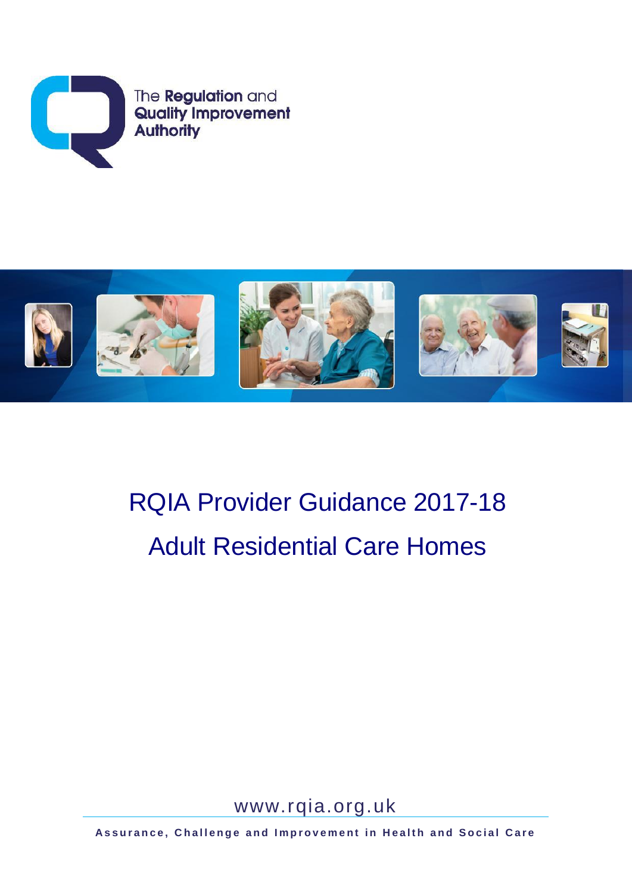The **Regulation** and **Quality Improvement Authority**

# RQIA Provider Guidance 2017-18

# Adult Residential Care Homes

www.rqia.org.uk

**Assurance, Challenge and Improvement in Health and Social Care**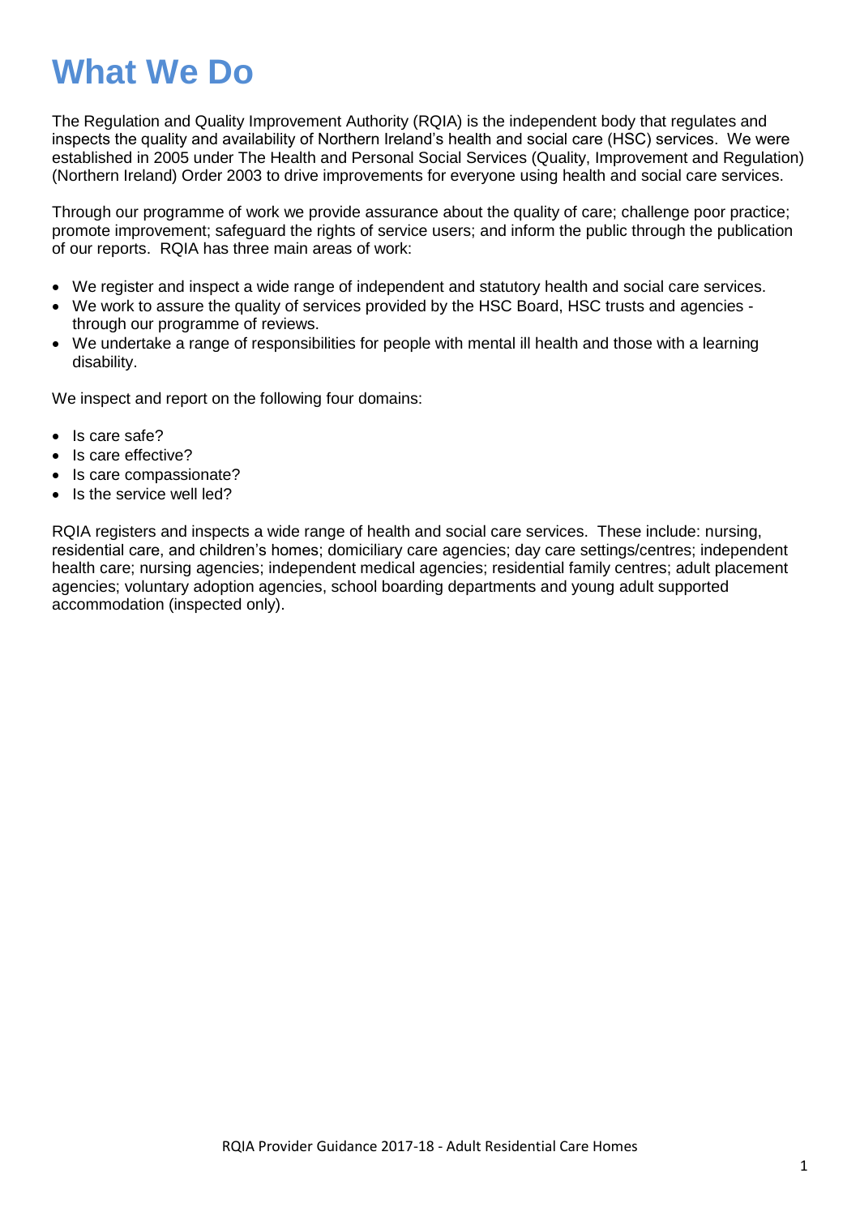# What We Do

The Regulation and Quality Improvement Authority (RQIA) is the independent body that regulates and inspects the quality and availability of Northern Ireland's health and social care (HSC) services. We were established in 2005 under The Health and Personal Social Services (Quality, Improvement and Regulation) (Northern Ireland) Order 2003 to drive improvements for everyone using health and social care services.

Through our programme of work we provide assurance about the quality of care; challenge poor practice; promote improvement; safeguard the rights of service users; and inform the public through the publication of our reports. RQIA has three main areas of work:

- We register and inspect a wide range of independent and statutory health and social care services.
- We work to assure the quality of services provided by the HSC Board, HSC trusts and agencies - through our programme of reviews.
- We undertake a range of responsibilities for people with mental ill health and those with a learning disability.

We inspect and report on the following four domains:

- Is care safe?
- Is care effective?
- Is care compassionate?
- Is the service well led?

RQIA registers and inspects a wide range of health and social care services. These include: nursing, residential care, and children's homes; domiciliary care agencies; day care settings/centres; independent health care; nursing agencies; independent medical agencies; residential family centres; adult placement agencies; voluntary adoption agencies, school boarding departments and young adult supported accommodation (inspected only).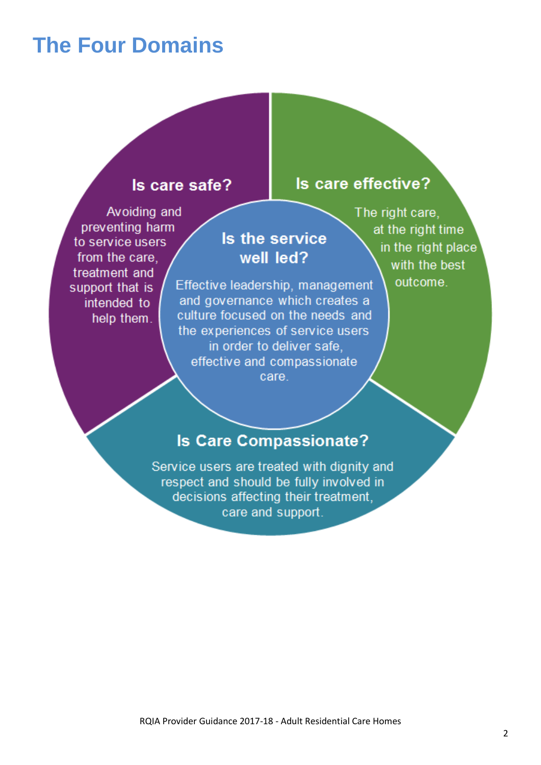# The Four Domains

### Is care safe?

Avoiding and preventing harm to service users from the care, treatment and support that is intended to help them.

### Is care effective?

The right care, at the right time in the right place with the best outcome.

### Is the service well led?

Effective leadership, management and governance which creates a culture focused on the needs and the experiences of service users in order to deliver safe, effective and compassionate care.

### Is Care Compassionate?

Service users are treated with dignity and respect and should be fully involved in decisions affecting their treatment, care and support.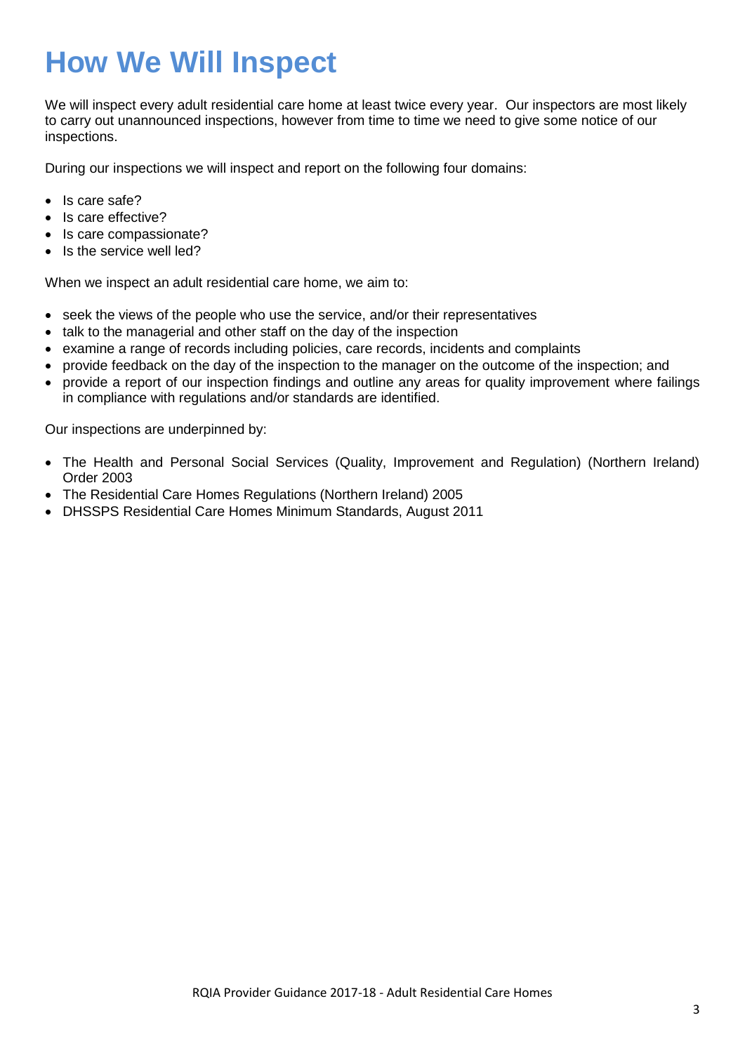# How We Will Inspect

We will inspect every adult residential care home at least twice every year. Our inspectors are most likely to carry out unannounced inspections, however from time to time we need to give some notice of our inspections.

During our inspections we will inspect and report on the following four domains:

- Is care safe?
- Is care effective?
- Is care compassionate?
- Is the service well led?

When we inspect an adult residential care home, we aim to:

- seek the views of the people who use the service, and/or their representatives
- talk to the managerial and other staff on the day of the inspection
- examine a range of records including policies, care records, incidents and complaints
- provide feedback on the day of the inspection to the manager on the outcome of the inspection; and
- provide a report of our inspection findings and outline any areas for quality improvement where failings in compliance with regulations and/or standards are identified.

Our inspections are underpinned by:

- The Health and Personal Social Services (Quality, Improvement and Regulation) (Northern Ireland) Order 2003
- The Residential Care Homes Regulations (Northern Ireland) 2005
- DHSSPS Residential Care Homes Minimum Standards, August 2011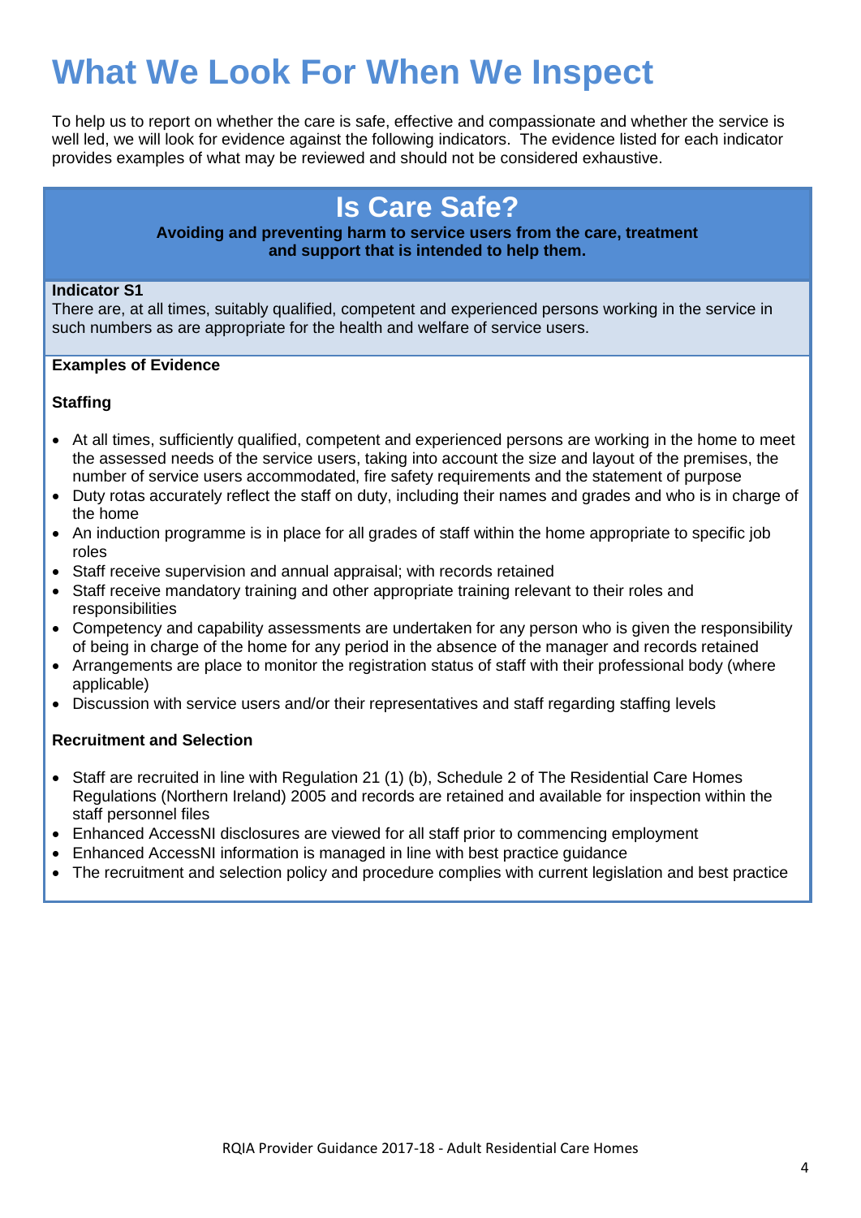# What We Look For When We Inspect

To help us to report on whether the care is safe, effective and compassionate and whether the service is well led, we will look for evidence against the following indicators. The evidence listed for each indicator provides examples of what may be reviewed and should not be considered exhaustive.

## Is Care Safe?

**Avoiding and preventing harm to service users from the care, treatment and support that is intended to help them.**

**Indicator S1**
There are, at all times, suitably qualified, competent and experienced persons working in the service in such numbers as are appropriate for the health and welfare of service users.

**Examples of Evidence**

**Staffing**

- At all times, sufficiently qualified, competent and experienced persons are working in the home to meet the assessed needs of the service users, taking into account the size and layout of the premises, the number of service users accommodated, fire safety requirements and the statement of purpose
- Duty rotas accurately reflect the staff on duty, including their names and grades and who is in charge of the home
- An induction programme is in place for all grades of staff within the home appropriate to specific job roles
- Staff receive supervision and annual appraisal; with records retained
- Staff receive mandatory training and other appropriate training relevant to their roles and responsibilities
- Competency and capability assessments are undertaken for any person who is given the responsibility of being in charge of the home for any period in the absence of the manager and records retained
- Arrangements are place to monitor the registration status of staff with their professional body (where applicable)
- Discussion with service users and/or their representatives and staff regarding staffing levels

**Recruitment and Selection**

- Staff are recruited in line with Regulation 21 (1) (b), Schedule 2 of The Residential Care Homes Regulations (Northern Ireland) 2005 and records are retained and available for inspection within the staff personnel files
- Enhanced AccessNI disclosures are viewed for all staff prior to commencing employment
- Enhanced AccessNI information is managed in line with best practice guidance
- The recruitment and selection policy and procedure complies with current legislation and best practice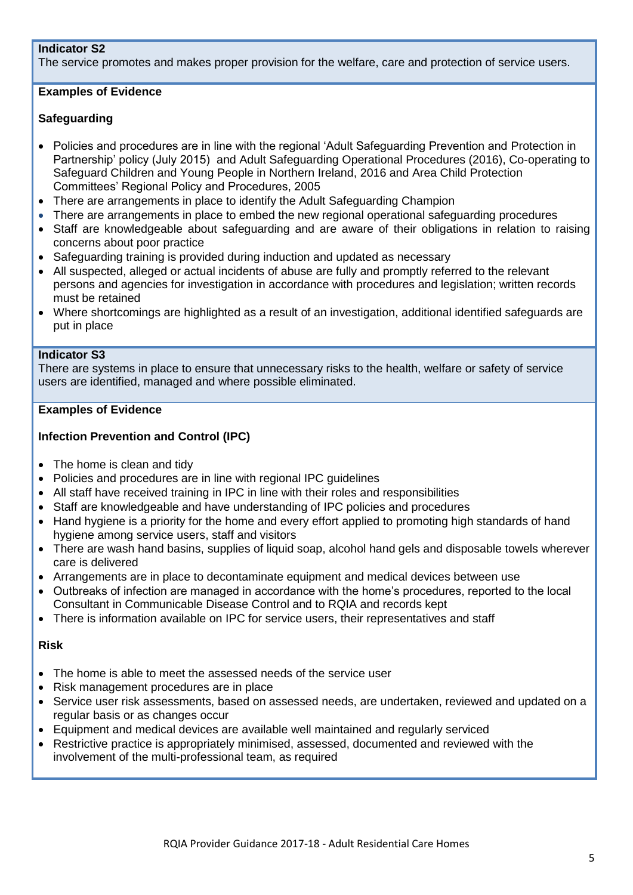**Indicator S2**
The service promotes and makes proper provision for the welfare, care and protection of service users.

**Examples of Evidence**

**Safeguarding**

- Policies and procedures are in line with the regional 'Adult Safeguarding Prevention and Protection in Partnership' policy (July 2015) and Adult Safeguarding Operational Procedures (2016), Co-operating to Safeguard Children and Young People in Northern Ireland, 2016 and Area Child Protection Committees' Regional Policy and Procedures, 2005
- There are arrangements in place to identify the Adult Safeguarding Champion
- There are arrangements in place to embed the new regional operational safeguarding procedures
- Staff are knowledgeable about safeguarding and are aware of their obligations in relation to raising concerns about poor practice
- Safeguarding training is provided during induction and updated as necessary
- All suspected, alleged or actual incidents of abuse are fully and promptly referred to the relevant persons and agencies for investigation in accordance with procedures and legislation; written records must be retained
- Where shortcomings are highlighted as a result of an investigation, additional identified safeguards are put in place

**Indicator S3**
There are systems in place to ensure that unnecessary risks to the health, welfare or safety of service users are identified, managed and where possible eliminated.

**Examples of Evidence**

**Infection Prevention and Control (IPC)**

- The home is clean and tidy
- Policies and procedures are in line with regional IPC guidelines
- All staff have received training in IPC in line with their roles and responsibilities
- Staff are knowledgeable and have understanding of IPC policies and procedures
- Hand hygiene is a priority for the home and every effort applied to promoting high standards of hand hygiene among service users, staff and visitors
- There are wash hand basins, supplies of liquid soap, alcohol hand gels and disposable towels wherever care is delivered
- Arrangements are in place to decontaminate equipment and medical devices between use
- Outbreaks of infection are managed in accordance with the home's procedures, reported to the local Consultant in Communicable Disease Control and to RQIA and records kept
- There is information available on IPC for service users, their representatives and staff

**Risk**

- The home is able to meet the assessed needs of the service user
- Risk management procedures are in place
- Service user risk assessments, based on assessed needs, are undertaken, reviewed and updated on a regular basis or as changes occur
- Equipment and medical devices are available well maintained and regularly serviced
- Restrictive practice is appropriately minimised, assessed, documented and reviewed with the involvement of the multi-professional team, as required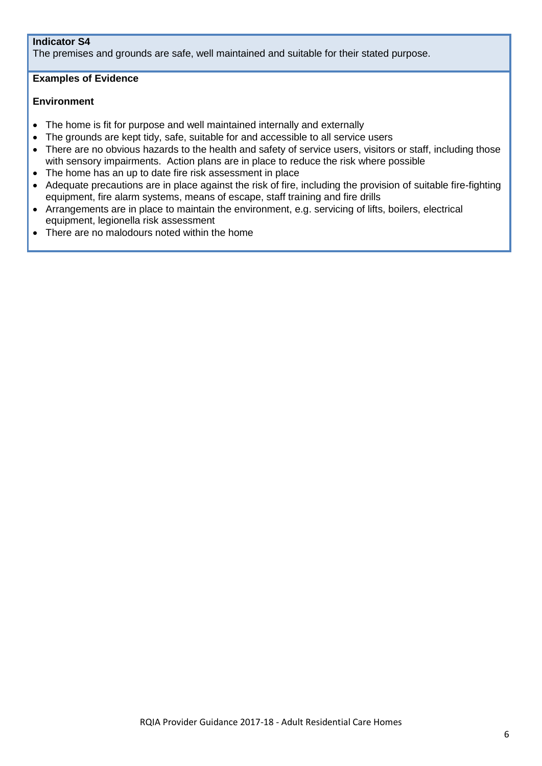**Indicator S4**

The premises and grounds are safe, well maintained and suitable for their stated purpose.

**Examples of Evidence**

**Environment**

- The home is fit for purpose and well maintained internally and externally
- The grounds are kept tidy, safe, suitable for and accessible to all service users
- There are no obvious hazards to the health and safety of service users, visitors or staff, including those with sensory impairments. Action plans are in place to reduce the risk where possible
- The home has an up to date fire risk assessment in place
- Adequate precautions are in place against the risk of fire, including the provision of suitable fire-fighting equipment, fire alarm systems, means of escape, staff training and fire drills
- Arrangements are in place to maintain the environment, e.g. servicing of lifts, boilers, electrical equipment, legionella risk assessment
- There are no malodours noted within the home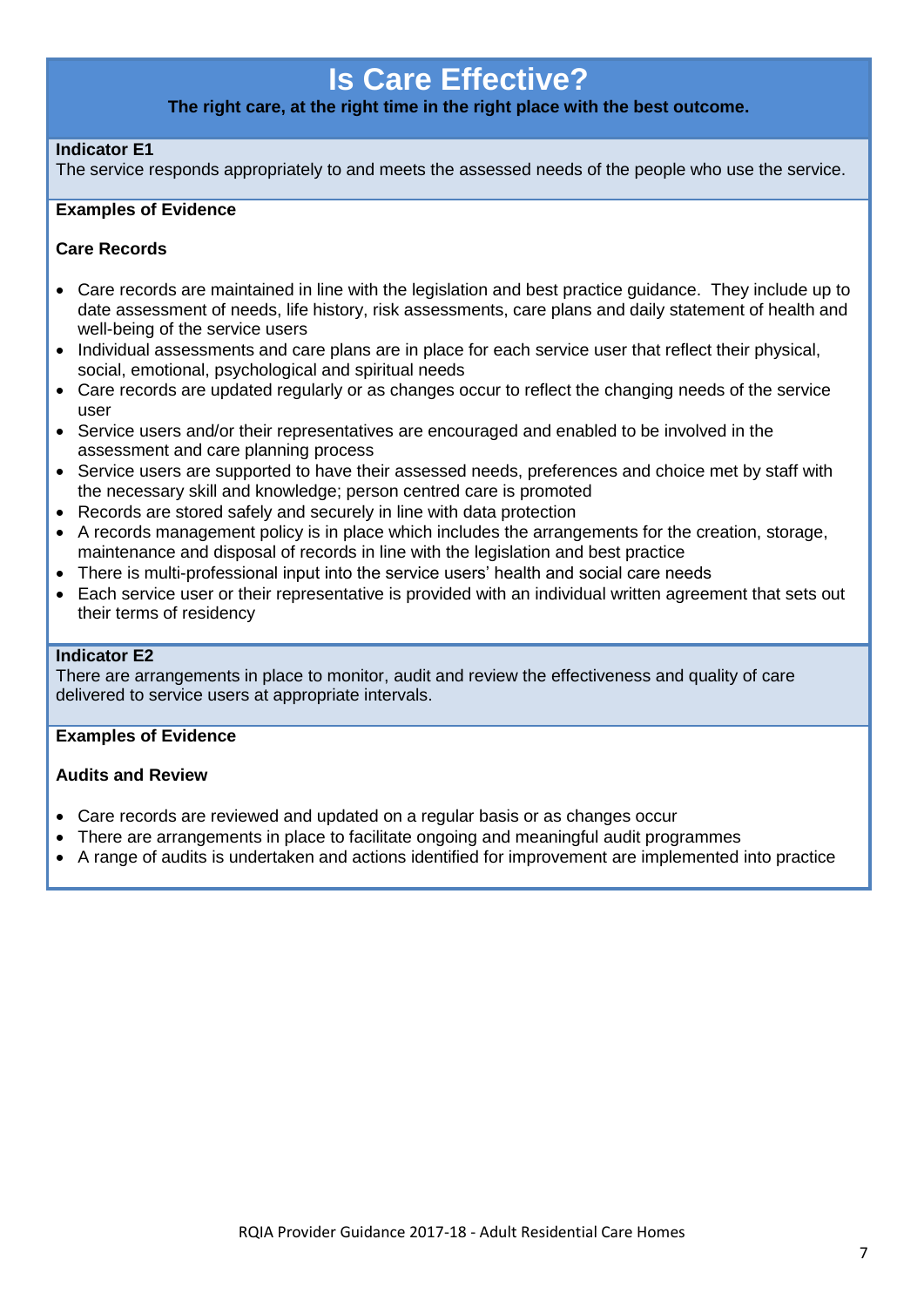# Is Care Effective?

**The right care, at the right time in the right place with the best outcome.**

**Indicator E1**
The service responds appropriately to and meets the assessed needs of the people who use the service.

**Examples of Evidence**

**Care Records**

- Care records are maintained in line with the legislation and best practice guidance. They include up to date assessment of needs, life history, risk assessments, care plans and daily statement of health and well-being of the service users
- Individual assessments and care plans are in place for each service user that reflect their physical, social, emotional, psychological and spiritual needs
- Care records are updated regularly or as changes occur to reflect the changing needs of the service user
- Service users and/or their representatives are encouraged and enabled to be involved in the assessment and care planning process
- Service users are supported to have their assessed needs, preferences and choice met by staff with the necessary skill and knowledge; person centred care is promoted
- Records are stored safely and securely in line with data protection
- A records management policy is in place which includes the arrangements for the creation, storage, maintenance and disposal of records in line with the legislation and best practice
- There is multi-professional input into the service users' health and social care needs
- Each service user or their representative is provided with an individual written agreement that sets out their terms of residency

**Indicator E2**
There are arrangements in place to monitor, audit and review the effectiveness and quality of care delivered to service users at appropriate intervals.

**Examples of Evidence**

**Audits and Review**

- Care records are reviewed and updated on a regular basis or as changes occur
- There are arrangements in place to facilitate ongoing and meaningful audit programmes
- A range of audits is undertaken and actions identified for improvement are implemented into practice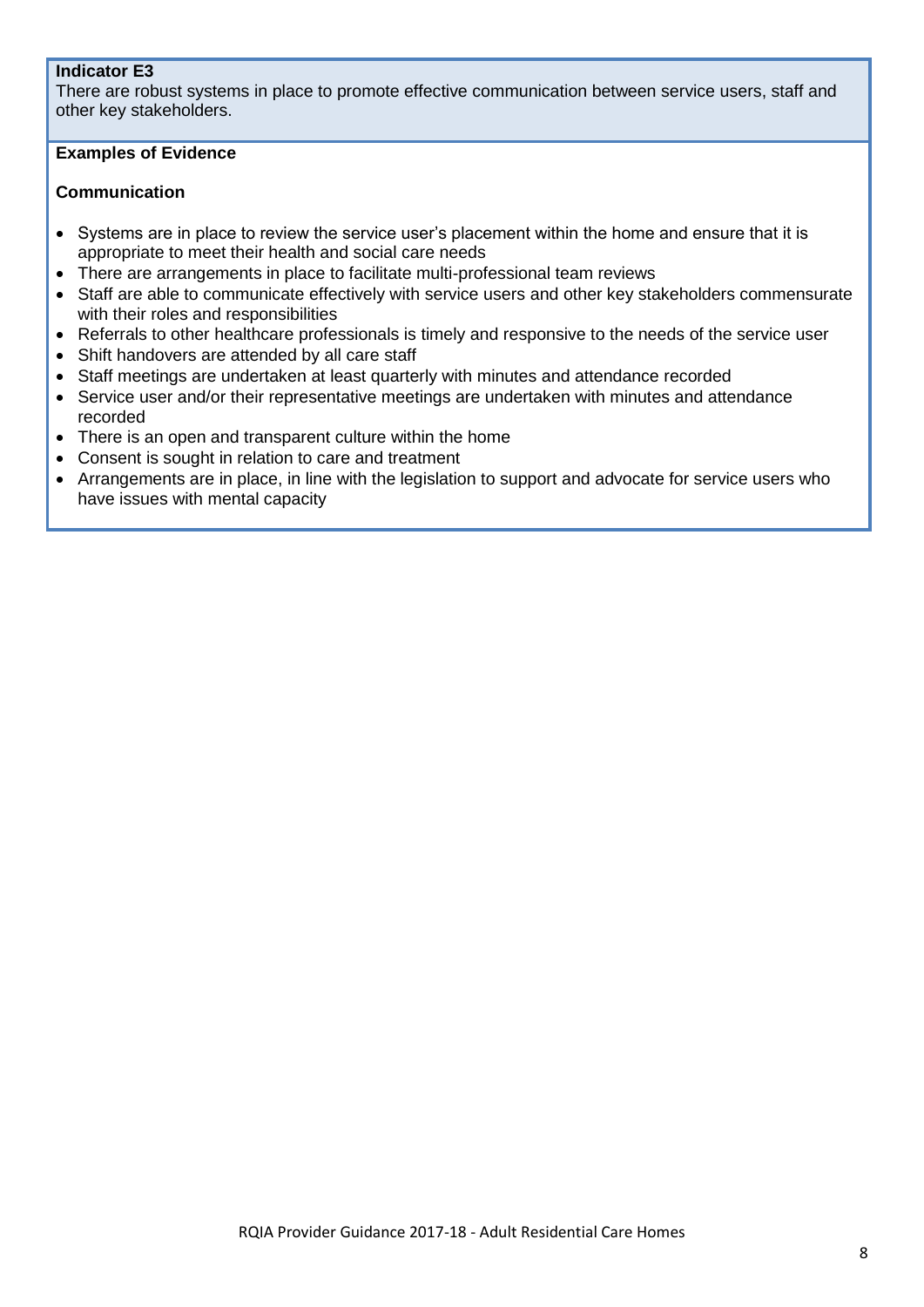**Indicator E3**

There are robust systems in place to promote effective communication between service users, staff and other key stakeholders.

**Examples of Evidence**

**Communication**

- Systems are in place to review the service user's placement within the home and ensure that it is appropriate to meet their health and social care needs
- There are arrangements in place to facilitate multi-professional team reviews
- Staff are able to communicate effectively with service users and other key stakeholders commensurate with their roles and responsibilities
- Referrals to other healthcare professionals is timely and responsive to the needs of the service user
- Shift handovers are attended by all care staff
- Staff meetings are undertaken at least quarterly with minutes and attendance recorded
- Service user and/or their representative meetings are undertaken with minutes and attendance recorded
- There is an open and transparent culture within the home
- Consent is sought in relation to care and treatment
- Arrangements are in place, in line with the legislation to support and advocate for service users who have issues with mental capacity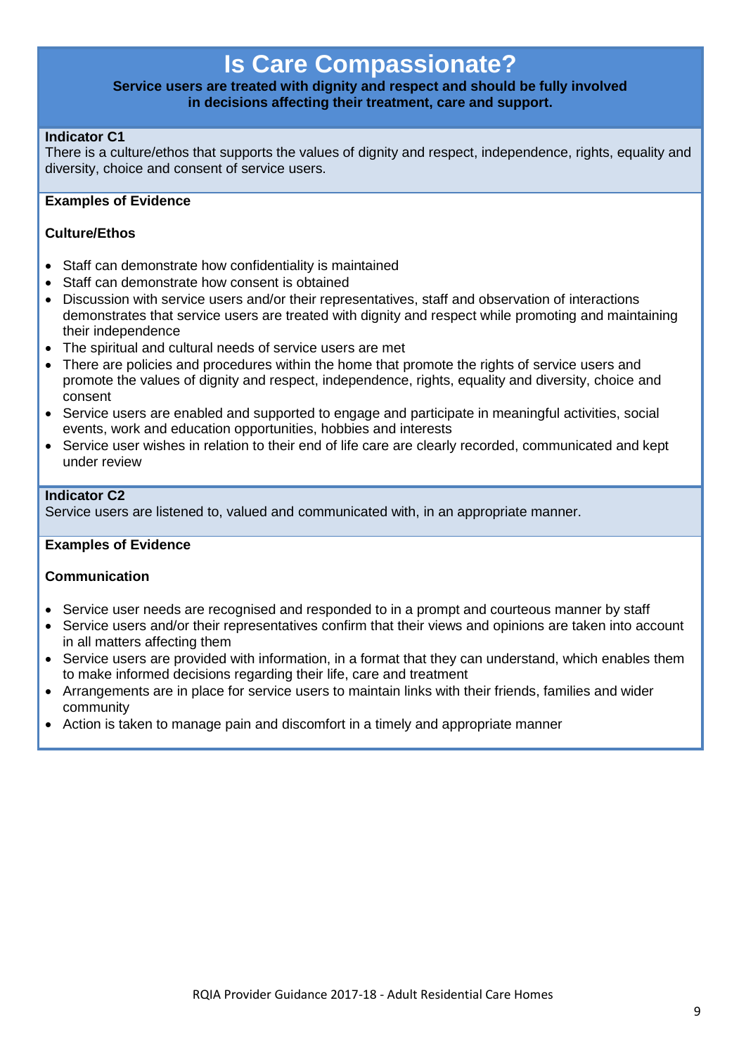# Is Care Compassionate?

**Service users are treated with dignity and respect and should be fully involved in decisions affecting their treatment, care and support.**

**Indicator C1**
There is a culture/ethos that supports the values of dignity and respect, independence, rights, equality and diversity, choice and consent of service users.

**Examples of Evidence**

**Culture/Ethos**

- Staff can demonstrate how confidentiality is maintained
- Staff can demonstrate how consent is obtained
- Discussion with service users and/or their representatives, staff and observation of interactions demonstrates that service users are treated with dignity and respect while promoting and maintaining their independence
- The spiritual and cultural needs of service users are met
- There are policies and procedures within the home that promote the rights of service users and promote the values of dignity and respect, independence, rights, equality and diversity, choice and consent
- Service users are enabled and supported to engage and participate in meaningful activities, social events, work and education opportunities, hobbies and interests
- Service user wishes in relation to their end of life care are clearly recorded, communicated and kept under review

**Indicator C2**
Service users are listened to, valued and communicated with, in an appropriate manner.

**Examples of Evidence**

**Communication**

- Service user needs are recognised and responded to in a prompt and courteous manner by staff
- Service users and/or their representatives confirm that their views and opinions are taken into account in all matters affecting them
- Service users are provided with information, in a format that they can understand, which enables them to make informed decisions regarding their life, care and treatment
- Arrangements are in place for service users to maintain links with their friends, families and wider community
- Action is taken to manage pain and discomfort in a timely and appropriate manner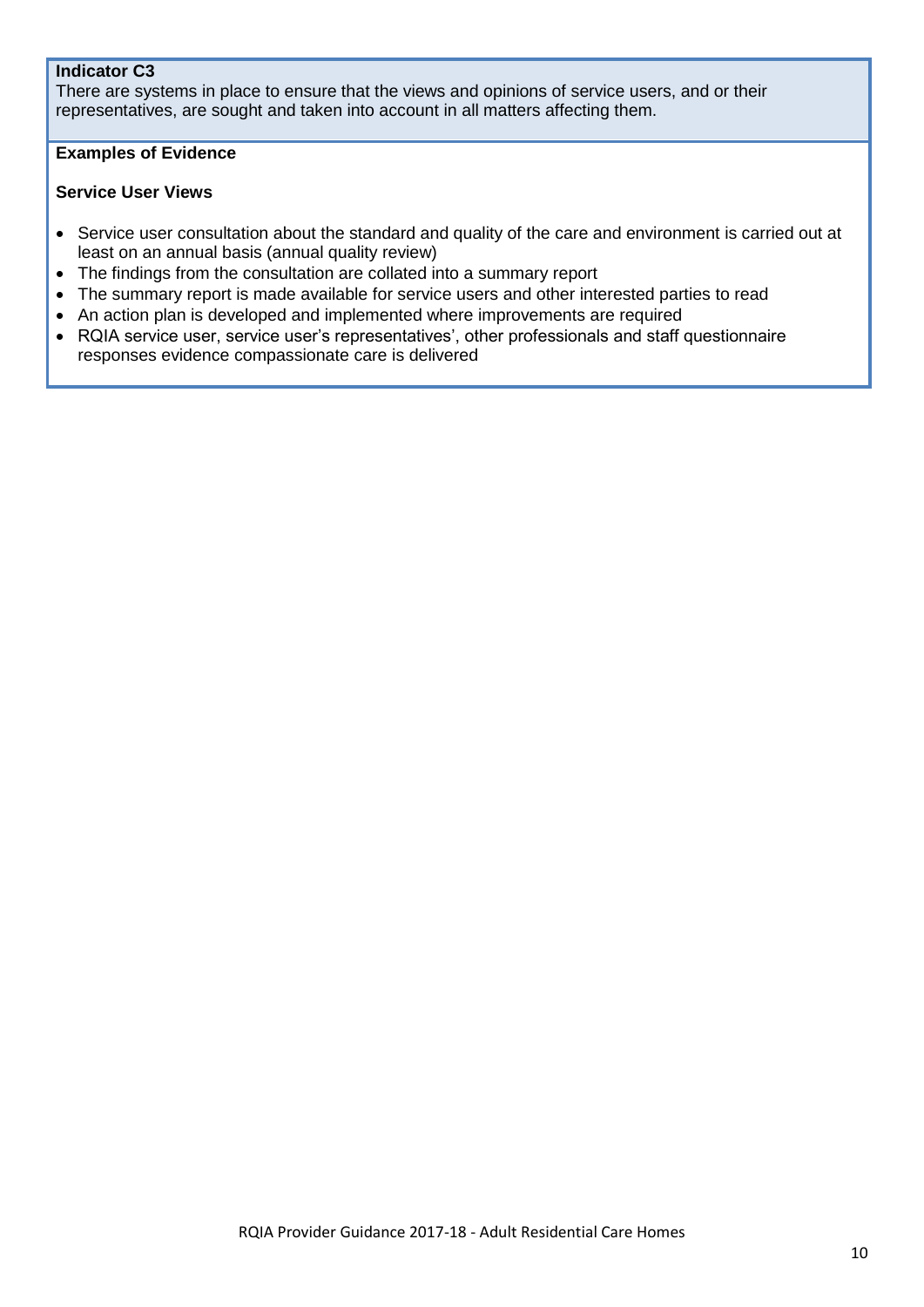**Indicator C3**

There are systems in place to ensure that the views and opinions of service users, and or their representatives, are sought and taken into account in all matters affecting them.

**Examples of Evidence**

**Service User Views**

- Service user consultation about the standard and quality of the care and environment is carried out at least on an annual basis (annual quality review)
- The findings from the consultation are collated into a summary report
- The summary report is made available for service users and other interested parties to read
- An action plan is developed and implemented where improvements are required
- RQIA service user, service user's representatives', other professionals and staff questionnaire responses evidence compassionate care is delivered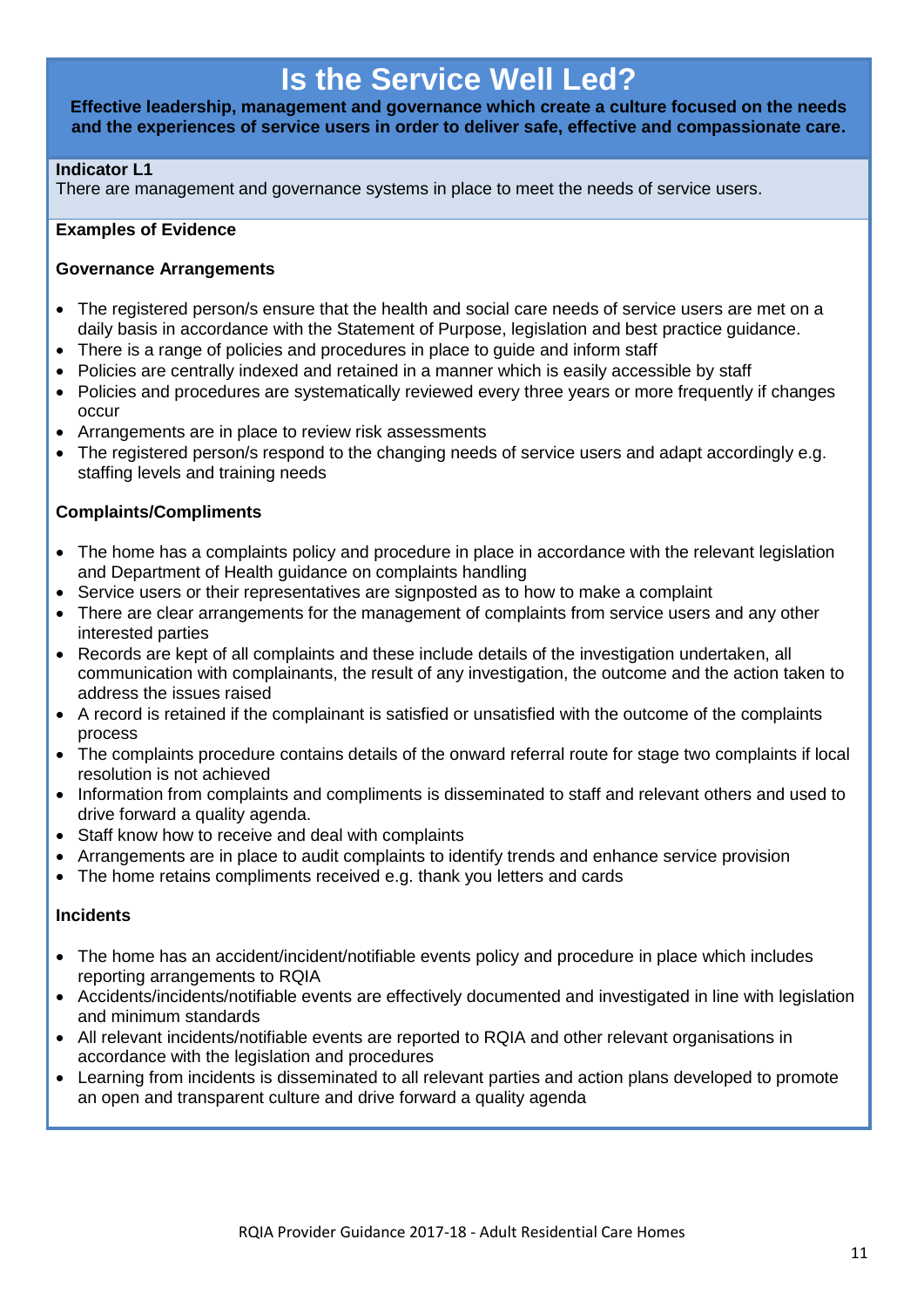# Is the Service Well Led?

**Effective leadership, management and governance which create a culture focused on the needs and the experiences of service users in order to deliver safe, effective and compassionate care.**

**Indicator L1**
There are management and governance systems in place to meet the needs of service users.

**Examples of Evidence**

**Governance Arrangements**

- The registered person/s ensure that the health and social care needs of service users are met on a daily basis in accordance with the Statement of Purpose, legislation and best practice guidance.
- There is a range of policies and procedures in place to guide and inform staff
- Policies are centrally indexed and retained in a manner which is easily accessible by staff
- Policies and procedures are systematically reviewed every three years or more frequently if changes occur
- Arrangements are in place to review risk assessments
- The registered person/s respond to the changing needs of service users and adapt accordingly e.g. staffing levels and training needs

**Complaints/Compliments**

- The home has a complaints policy and procedure in place in accordance with the relevant legislation and Department of Health guidance on complaints handling
- Service users or their representatives are signposted as to how to make a complaint
- There are clear arrangements for the management of complaints from service users and any other interested parties
- Records are kept of all complaints and these include details of the investigation undertaken, all communication with complainants, the result of any investigation, the outcome and the action taken to address the issues raised
- A record is retained if the complainant is satisfied or unsatisfied with the outcome of the complaints process
- The complaints procedure contains details of the onward referral route for stage two complaints if local resolution is not achieved
- Information from complaints and compliments is disseminated to staff and relevant others and used to drive forward a quality agenda.
- Staff know how to receive and deal with complaints
- Arrangements are in place to audit complaints to identify trends and enhance service provision
- The home retains compliments received e.g. thank you letters and cards

**Incidents**

- The home has an accident/incident/notifiable events policy and procedure in place which includes reporting arrangements to RQIA
- Accidents/incidents/notifiable events are effectively documented and investigated in line with legislation and minimum standards
- All relevant incidents/notifiable events are reported to RQIA and other relevant organisations in accordance with the legislation and procedures
- Learning from incidents is disseminated to all relevant parties and action plans developed to promote an open and transparent culture and drive forward a quality agenda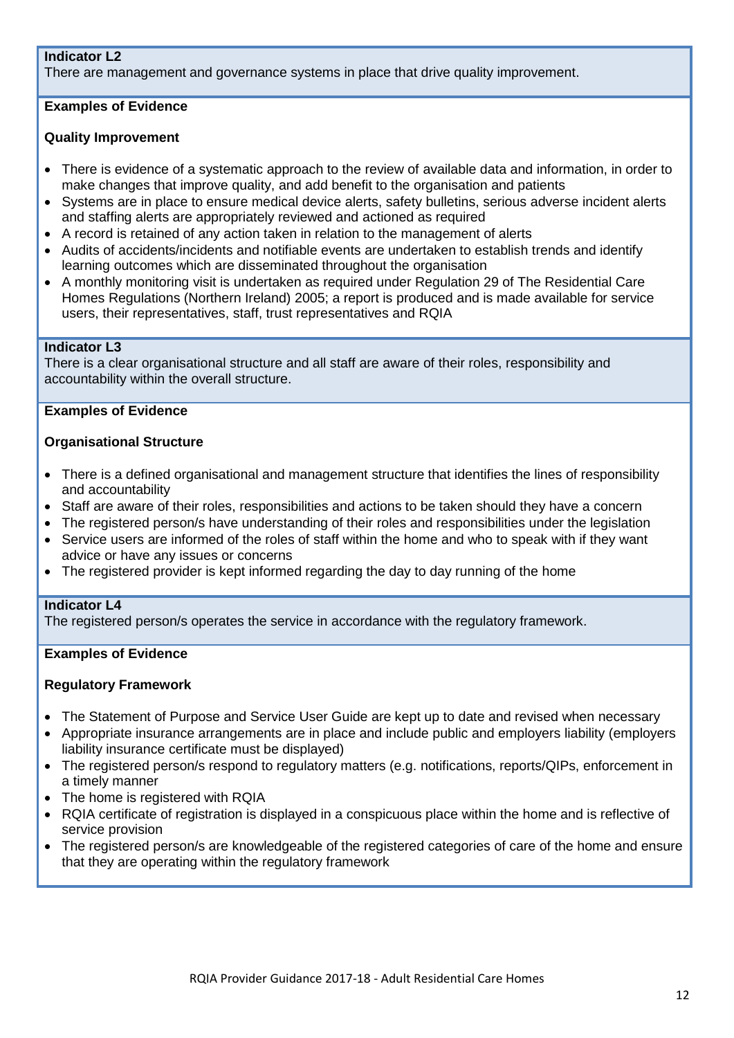**Indicator L2**
There are management and governance systems in place that drive quality improvement.

**Examples of Evidence**

**Quality Improvement**

- There is evidence of a systematic approach to the review of available data and information, in order to make changes that improve quality, and add benefit to the organisation and patients
- Systems are in place to ensure medical device alerts, safety bulletins, serious adverse incident alerts and staffing alerts are appropriately reviewed and actioned as required
- A record is retained of any action taken in relation to the management of alerts
- Audits of accidents/incidents and notifiable events are undertaken to establish trends and identify learning outcomes which are disseminated throughout the organisation
- A monthly monitoring visit is undertaken as required under Regulation 29 of The Residential Care Homes Regulations (Northern Ireland) 2005; a report is produced and is made available for service users, their representatives, staff, trust representatives and RQIA

**Indicator L3**
There is a clear organisational structure and all staff are aware of their roles, responsibility and accountability within the overall structure.

**Examples of Evidence**

**Organisational Structure**

- There is a defined organisational and management structure that identifies the lines of responsibility and accountability
- Staff are aware of their roles, responsibilities and actions to be taken should they have a concern
- The registered person/s have understanding of their roles and responsibilities under the legislation
- Service users are informed of the roles of staff within the home and who to speak with if they want advice or have any issues or concerns
- The registered provider is kept informed regarding the day to day running of the home

**Indicator L4**
The registered person/s operates the service in accordance with the regulatory framework.

**Examples of Evidence**

**Regulatory Framework**

- The Statement of Purpose and Service User Guide are kept up to date and revised when necessary
- Appropriate insurance arrangements are in place and include public and employers liability (employers liability insurance certificate must be displayed)
- The registered person/s respond to regulatory matters (e.g. notifications, reports/QIPs, enforcement in a timely manner
- The home is registered with RQIA
- RQIA certificate of registration is displayed in a conspicuous place within the home and is reflective of service provision
- The registered person/s are knowledgeable of the registered categories of care of the home and ensure that they are operating within the regulatory framework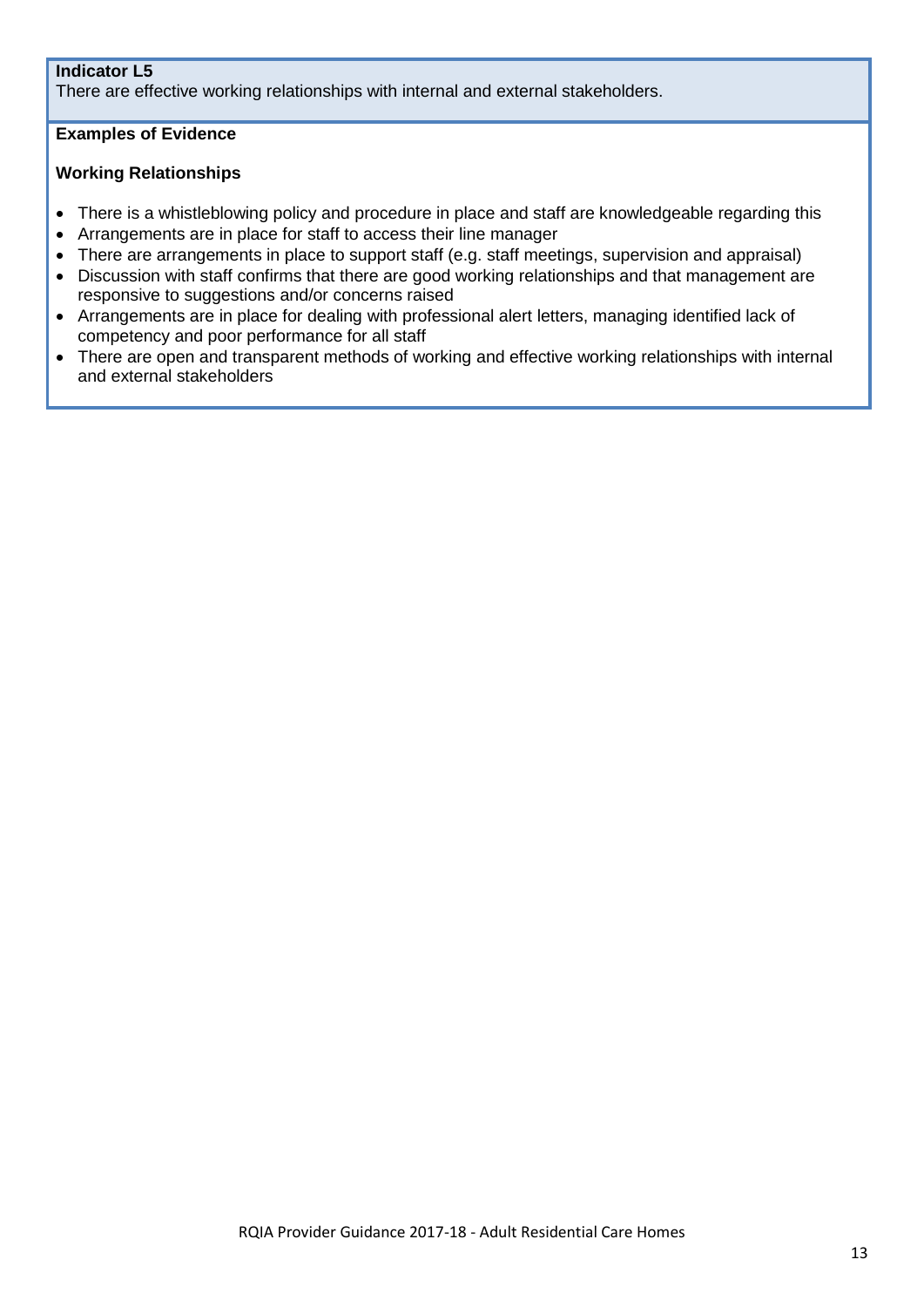**Indicator L5**

There are effective working relationships with internal and external stakeholders.

**Examples of Evidence**

**Working Relationships**

- There is a whistleblowing policy and procedure in place and staff are knowledgeable regarding this
- Arrangements are in place for staff to access their line manager
- There are arrangements in place to support staff (e.g. staff meetings, supervision and appraisal)
- Discussion with staff confirms that there are good working relationships and that management are responsive to suggestions and/or concerns raised
- Arrangements are in place for dealing with professional alert letters, managing identified lack of competency and poor performance for all staff
- There are open and transparent methods of working and effective working relationships with internal and external stakeholders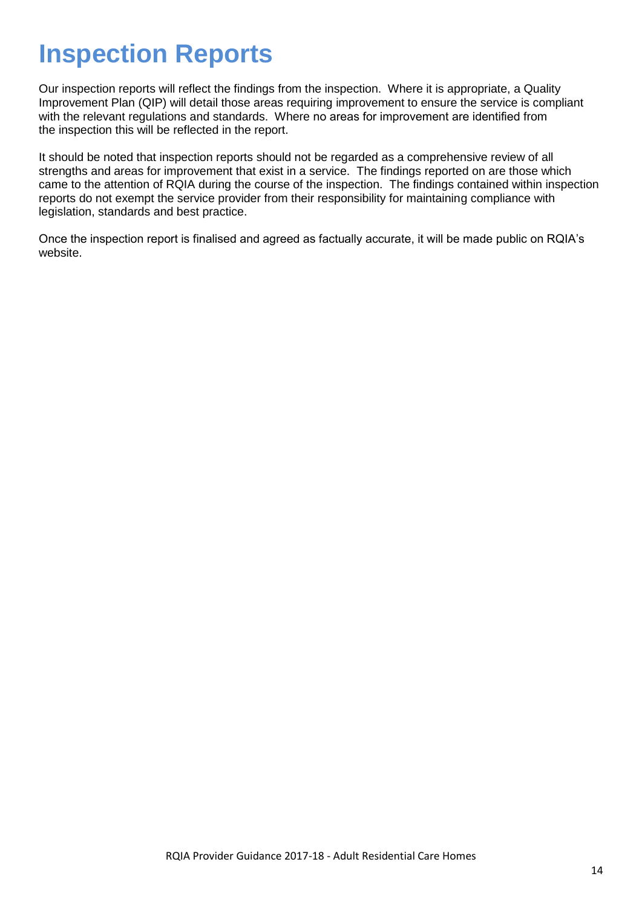# Inspection Reports

Our inspection reports will reflect the findings from the inspection. Where it is appropriate, a Quality Improvement Plan (QIP) will detail those areas requiring improvement to ensure the service is compliant with the relevant regulations and standards. Where no areas for improvement are identified from the inspection this will be reflected in the report.

It should be noted that inspection reports should not be regarded as a comprehensive review of all strengths and areas for improvement that exist in a service. The findings reported on are those which came to the attention of RQIA during the course of the inspection. The findings contained within inspection reports do not exempt the service provider from their responsibility for maintaining compliance with legislation, standards and best practice.

Once the inspection report is finalised and agreed as factually accurate, it will be made public on RQIA's website.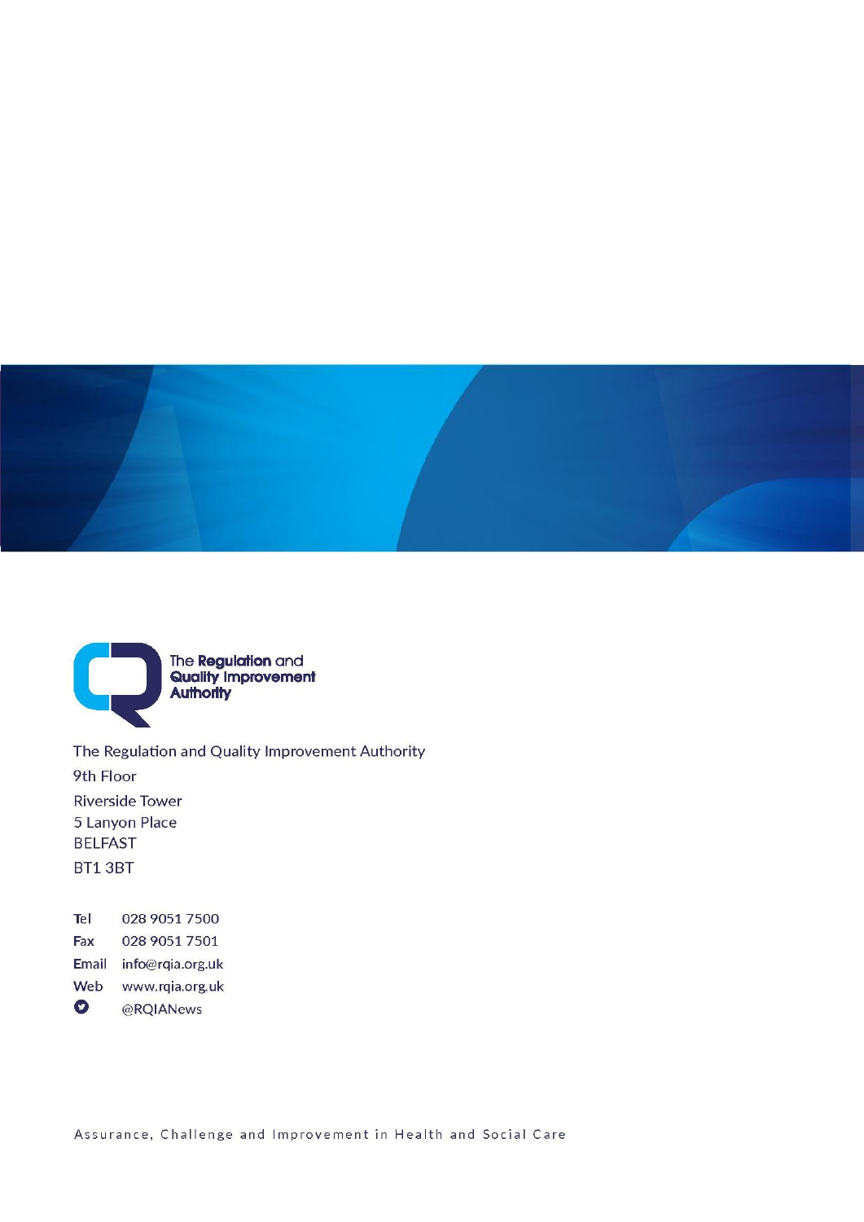The Regulation and Quality Improvement Authority

The Regulation and Quality Improvement Authority
9th Floor
Riverside Tower
5 Lanyon Place
BELFAST
BT1 3BT

Tel 028 9051 7500
Fax 028 9051 7501
Email info@rqia.org.uk
Web www.rqia.org.uk
@RQIANews

Assurance, Challenge and Improvement in Health and Social Care